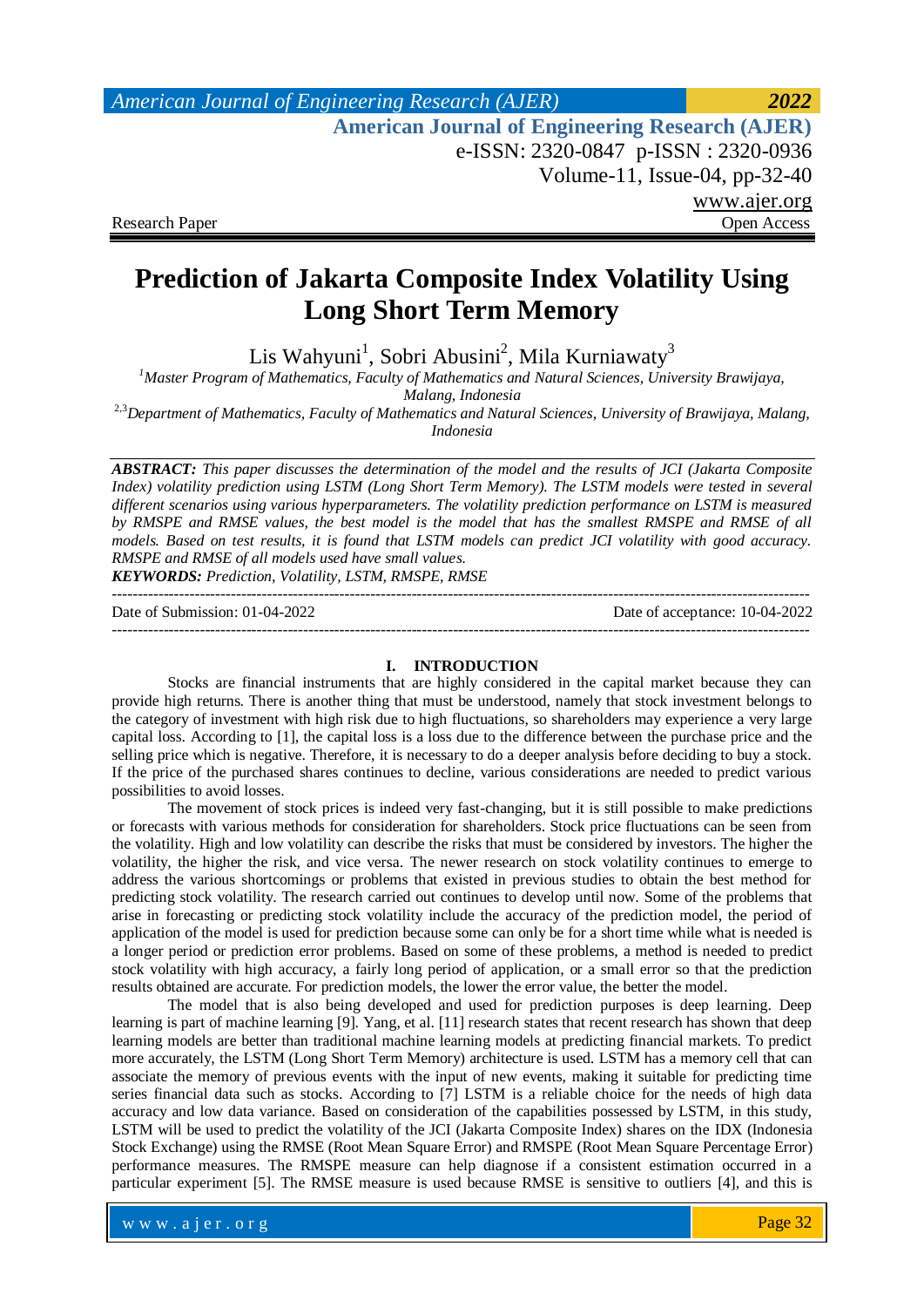Research Paper | Open Access

# Prediction of Jakarta Composite Index Volatility Using Long Short Term Memory

Lis Wahyuni[1], Sobri Abusini[2], Mila Kurniawaty[3]

[1]*Master Program of Mathematics, Faculty of Mathematics and Natural Sciences, University Brawijaya, Malang, Indonesia*

[2,3]*Department of Mathematics, Faculty of Mathematics and Natural Sciences, University of Brawijaya, Malang, Indonesia*

***ABSTRACT:*** *This paper discusses the determination of the model and the results of JCI (Jakarta Composite Index) volatility prediction using LSTM (Long Short Term Memory). The LSTM models were tested in several different scenarios using various hyperparameters. The volatility prediction performance on LSTM is measured by RMSPE and RMSE values, the best model is the model that has the smallest RMSPE and RMSE of all models. Based on test results, it is found that LSTM models can predict JCI volatility with good accuracy. RMSPE and RMSE of all models used have small values.*

***KEYWORDS:*** *Prediction, Volatility, LSTM, RMSPE, RMSE*

---

Date of Submission: 01-04-2022 | Date of acceptance: 10-04-2022

---

## I. INTRODUCTION

Stocks are financial instruments that are highly considered in the capital market because they can provide high returns. There is another thing that must be understood, namely that stock investment belongs to the category of investment with high risk due to high fluctuations, so shareholders may experience a very large capital loss. According to [1], the capital loss is a loss due to the difference between the purchase price and the selling price which is negative. Therefore, it is necessary to do a deeper analysis before deciding to buy a stock. If the price of the purchased shares continues to decline, various considerations are needed to predict various possibilities to avoid losses.

The movement of stock prices is indeed very fast-changing, but it is still possible to make predictions or forecasts with various methods for consideration for shareholders. Stock price fluctuations can be seen from the volatility. High and low volatility can describe the risks that must be considered by investors. The higher the volatility, the higher the risk, and vice versa. The newer research on stock volatility continues to emerge to address the various shortcomings or problems that existed in previous studies to obtain the best method for predicting stock volatility. The research carried out continues to develop until now. Some of the problems that arise in forecasting or predicting stock volatility include the accuracy of the prediction model, the period of application of the model is used for prediction because some can only be for a short time while what is needed is a longer period or prediction error problems. Based on some of these problems, a method is needed to predict stock volatility with high accuracy, a fairly long period of application, or a small error so that the prediction results obtained are accurate. For prediction models, the lower the error value, the better the model.

The model that is also being developed and used for prediction purposes is deep learning. Deep learning is part of machine learning [9]. Yang, et al. [11] research states that recent research has shown that deep learning models are better than traditional machine learning models at predicting financial markets. To predict more accurately, the LSTM (Long Short Term Memory) architecture is used. LSTM has a memory cell that can associate the memory of previous events with the input of new events, making it suitable for predicting time series financial data such as stocks. According to [7] LSTM is a reliable choice for the needs of high data accuracy and low data variance. Based on consideration of the capabilities possessed by LSTM, in this study, LSTM will be used to predict the volatility of the JCI (Jakarta Composite Index) shares on the IDX (Indonesia Stock Exchange) using the RMSE (Root Mean Square Error) and RMSPE (Root Mean Square Percentage Error) performance measures. The RMSPE measure can help diagnose if a consistent estimation occurred in a particular experiment [5]. The RMSE measure is used because RMSE is sensitive to outliers [4], and this is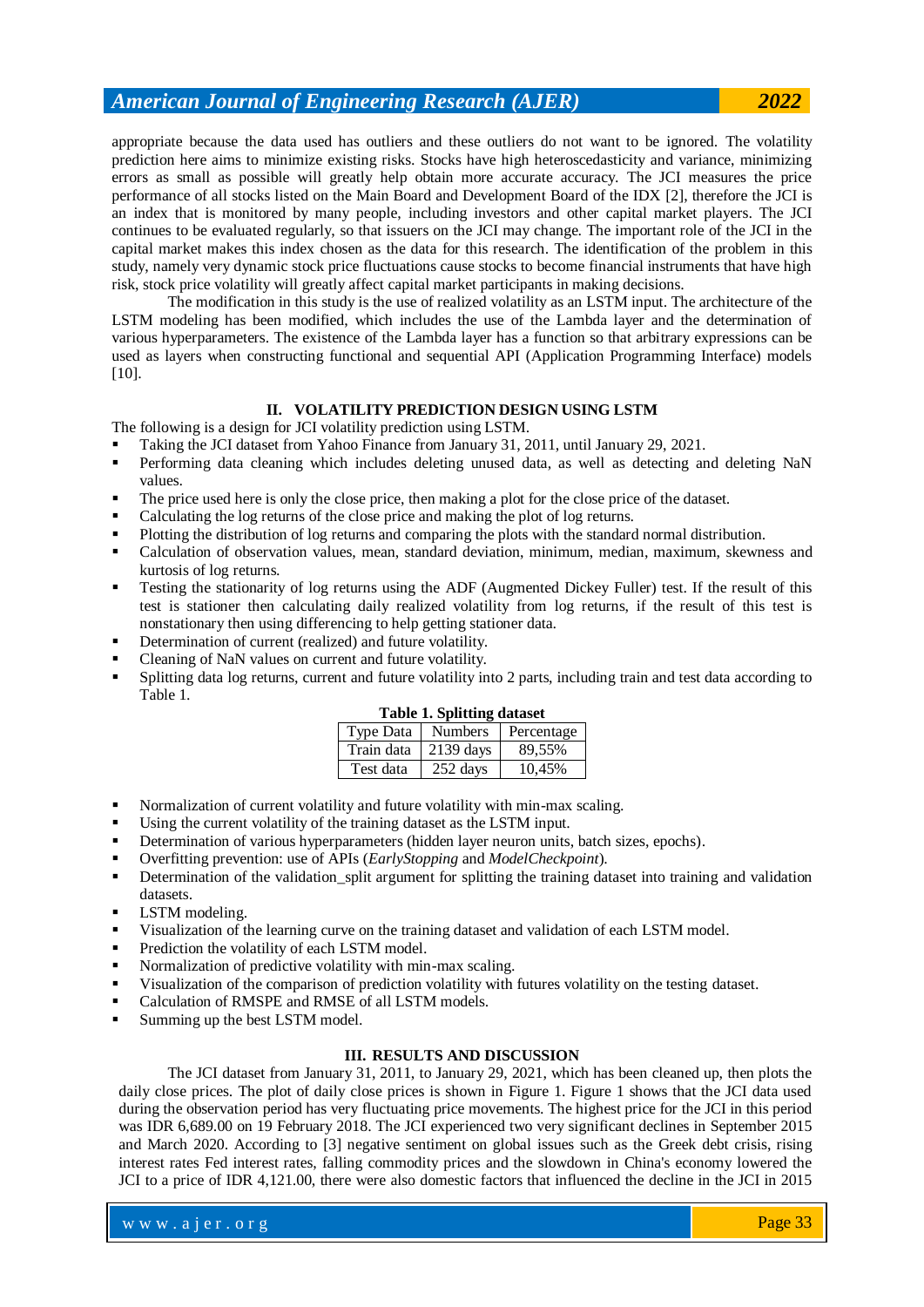appropriate because the data used has outliers and these outliers do not want to be ignored. The volatility prediction here aims to minimize existing risks. Stocks have high heteroscedasticity and variance, minimizing errors as small as possible will greatly help obtain more accurate accuracy. The JCI measures the price performance of all stocks listed on the Main Board and Development Board of the IDX [2], therefore the JCI is an index that is monitored by many people, including investors and other capital market players. The JCI continues to be evaluated regularly, so that issuers on the JCI may change. The important role of the JCI in the capital market makes this index chosen as the data for this research. The identification of the problem in this study, namely very dynamic stock price fluctuations cause stocks to become financial instruments that have high risk, stock price volatility will greatly affect capital market participants in making decisions.

The modification in this study is the use of realized volatility as an LSTM input. The architecture of the LSTM modeling has been modified, which includes the use of the Lambda layer and the determination of various hyperparameters. The existence of the Lambda layer has a function so that arbitrary expressions can be used as layers when constructing functional and sequential API (Application Programming Interface) models [10].

## II. VOLATILITY PREDICTION DESIGN USING LSTM

The following is a design for JCI volatility prediction using LSTM.

- Taking the JCI dataset from Yahoo Finance from January 31, 2011, until January 29, 2021.
- Performing data cleaning which includes deleting unused data, as well as detecting and deleting NaN values.
- The price used here is only the close price, then making a plot for the close price of the dataset.
- Calculating the log returns of the close price and making the plot of log returns.
- Plotting the distribution of log returns and comparing the plots with the standard normal distribution.
- Calculation of observation values, mean, standard deviation, minimum, median, maximum, skewness and kurtosis of log returns.
- Testing the stationarity of log returns using the ADF (Augmented Dickey Fuller) test. If the result of this test is stationer then calculating daily realized volatility from log returns, if the result of this test is nonstationary then using differencing to help getting stationer data.
- Determination of current (realized) and future volatility.
- Cleaning of NaN values on current and future volatility.
- Splitting data log returns, current and future volatility into 2 parts, including train and test data according to Table 1.

**Table 1. Splitting dataset**

| Type Data | Numbers | Percentage |
|---|---|---|
| Train data | 2139 days | 89,55% |
| Test data | 252 days | 10,45% |

- Normalization of current volatility and future volatility with min-max scaling.
- Using the current volatility of the training dataset as the LSTM input.
- Determination of various hyperparameters (hidden layer neuron units, batch sizes, epochs).
- Overfitting prevention: use of APIs (*EarlyStopping* and *ModelCheckpoint*).
- Determination of the validation_split argument for splitting the training dataset into training and validation datasets.
- LSTM modeling.
- Visualization of the learning curve on the training dataset and validation of each LSTM model.
- Prediction the volatility of each LSTM model.
- Normalization of predictive volatility with min-max scaling.
- Visualization of the comparison of prediction volatility with futures volatility on the testing dataset.
- Calculation of RMSPE and RMSE of all LSTM models.
- Summing up the best LSTM model.

## III. RESULTS AND DISCUSSION

The JCI dataset from January 31, 2011, to January 29, 2021, which has been cleaned up, then plots the daily close prices. The plot of daily close prices is shown in Figure 1. Figure 1 shows that the JCI data used during the observation period has very fluctuating price movements. The highest price for the JCI in this period was IDR 6,689.00 on 19 February 2018. The JCI experienced two very significant declines in September 2015 and March 2020. According to [3] negative sentiment on global issues such as the Greek debt crisis, rising interest rates Fed interest rates, falling commodity prices and the slowdown in China's economy lowered the JCI to a price of IDR 4,121.00, there were also domestic factors that influenced the decline in the JCI in 2015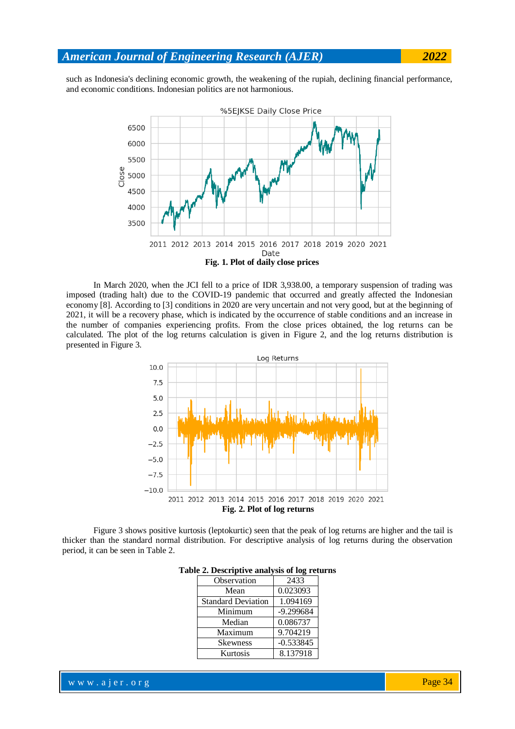such as Indonesia's declining economic growth, the weakening of the rupiah, declining financial performance, and economic conditions. Indonesian politics are not harmonious.

**Fig. 1. Plot of daily close prices**

In March 2020, when the JCI fell to a price of IDR 3,938.00, a temporary suspension of trading was imposed (trading halt) due to the COVID-19 pandemic that occurred and greatly affected the Indonesian economy [8]. According to [3] conditions in 2020 are very uncertain and not very good, but at the beginning of 2021, it will be a recovery phase, which is indicated by the occurrence of stable conditions and an increase in the number of companies experiencing profits. From the close prices obtained, the log returns can be calculated. The plot of the log returns calculation is given in Figure 2, and the log returns distribution is presented in Figure 3.

**Fig. 2. Plot of log returns**

Figure 3 shows positive kurtosis (leptokurtic) seen that the peak of log returns are higher and the tail is thicker than the standard normal distribution. For descriptive analysis of log returns during the observation period, it can be seen in Table 2.

**Table 2. Descriptive analysis of log returns**

| Observation | 2433 |
|---|---|
| Mean | 0.023093 |
| Standard Deviation | 1.094169 |
| Minimum | -9.299684 |
| Median | 0.086737 |
| Maximum | 9.704219 |
| Skewness | -0.533845 |
| Kurtosis | 8.137918 |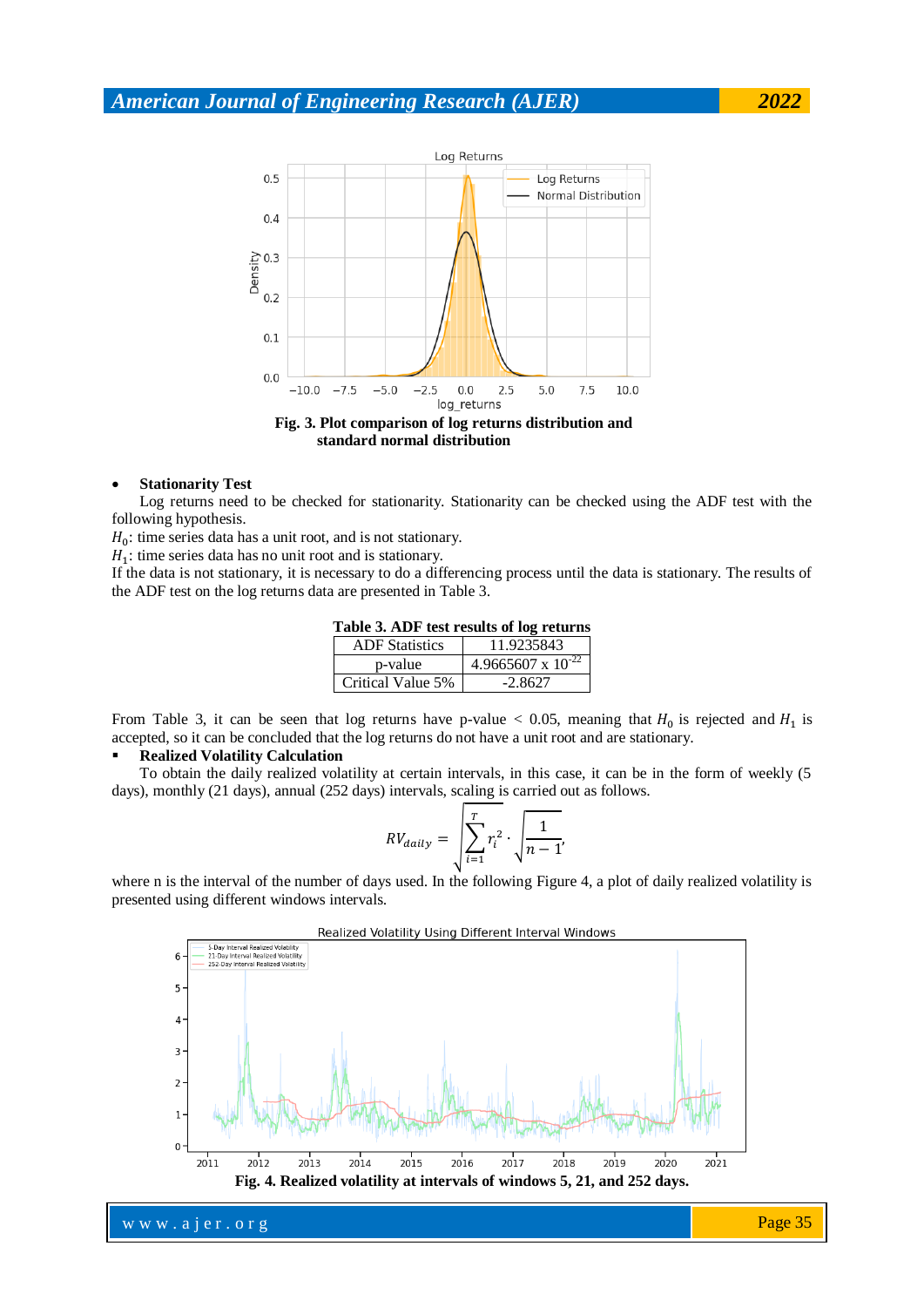Fig. 3. Plot comparison of log returns distribution and standard normal distribution

- **Stationarity Test**

Log returns need to be checked for stationarity. Stationarity can be checked using the ADF test with the following hypothesis.

$H_0$: time series data has a unit root, and is not stationary.
$H_1$: time series data has no unit root and is stationary.
If the data is not stationary, it is necessary to do a differencing process until the data is stationary. The results of the ADF test on the log returns data are presented in Table 3.

**Table 3. ADF test results of log returns**

| ADF Statistics | 11.9235843 |
|---|---|
| p-value | $4.9665607 \times 10^{-22}$ |
| Critical Value 5% | -2.8627 |

From Table 3, it can be seen that log returns have p-value < 0.05, meaning that $H_0$ is rejected and $H_1$ is accepted, so it can be concluded that the log returns do not have a unit root and are stationary.

- **Realized Volatility Calculation**

To obtain the daily realized volatility at certain intervals, in this case, it can be in the form of weekly (5 days), monthly (21 days), annual (252 days) intervals, scaling is carried out as follows.

$$RV_{daily} = \sqrt{\sum_{i=1}^{T} r_i^2} \cdot \sqrt{\frac{1}{n-1}},$$

where n is the interval of the number of days used. In the following Figure 4, a plot of daily realized volatility is presented using different windows intervals.

Fig. 4. Realized volatility at intervals of windows 5, 21, and 252 days.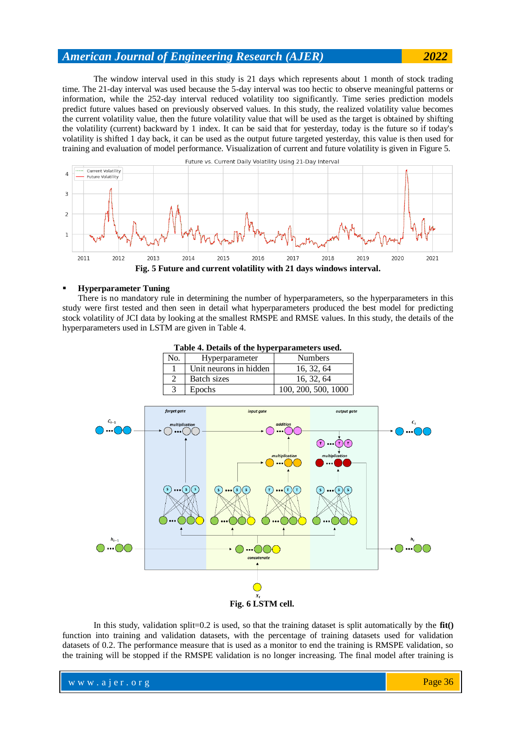The window interval used in this study is 21 days which represents about 1 month of stock trading time. The 21-day interval was used because the 5-day interval was too hectic to observe meaningful patterns or information, while the 252-day interval reduced volatility too significantly. Time series prediction models predict future values based on previously observed values. In this study, the realized volatility value becomes the current volatility value, then the future volatility value that will be used as the target is obtained by shifting the volatility (current) backward by 1 index. It can be said that for yesterday, today is the future so if today's volatility is shifted 1 day back, it can be used as the output future targeted yesterday, this value is then used for training and evaluation of model performance. Visualization of current and future volatility is given in Figure 5.

**Fig. 5 Future and current volatility with 21 days windows interval.**

- **Hyperparameter Tuning**

There is no mandatory rule in determining the number of hyperparameters, so the hyperparameters in this study were first tested and then seen in detail what hyperparameters produced the best model for predicting stock volatility of JCI data by looking at the smallest RMSPE and RMSE values. In this study, the details of the hyperparameters used in LSTM are given in Table 4.

**Table 4. Details of the hyperparameters used.**

| No. | Hyperparameter | Numbers |
|---|---|---|
| 1 | Unit neurons in hidden | 16, 32, 64 |
| 2 | Batch sizes | 16, 32, 64 |
| 3 | Epochs | 100, 200, 500, 1000 |

**Fig. 6 LSTM cell.**

In this study, validation split=0.2 is used, so that the training dataset is split automatically by the **fit()** function into training and validation datasets, with the percentage of training datasets used for validation datasets of 0.2. The performance measure that is used as a monitor to end the training is RMSPE validation, so the training will be stopped if the RMSPE validation is no longer increasing. The final model after training is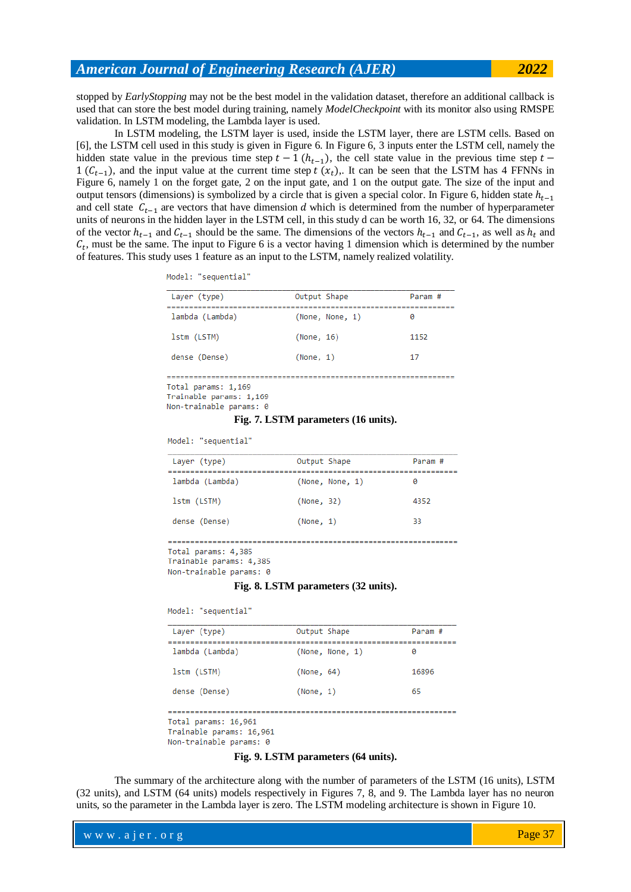stopped by *EarlyStopping* may not be the best model in the validation dataset, therefore an additional callback is used that can store the best model during training, namely *ModelCheckpoint* with its monitor also using RMSPE validation. In LSTM modeling, the Lambda layer is used.

In LSTM modeling, the LSTM layer is used, inside the LSTM layer, there are LSTM cells. Based on [6], the LSTM cell used in this study is given in Figure 6. In Figure 6, 3 inputs enter the LSTM cell, namely the hidden state value in the previous time step $t-1$ ($h_{t-1}$), the cell state value in the previous time step $t-1$ ($C_{t-1}$), and the input value at the current time step $t$ ($x_t$),. It can be seen that the LSTM has 4 FFNNs in Figure 6, namely 1 on the forget gate, 2 on the input gate, and 1 on the output gate. The size of the input and output tensors (dimensions) is symbolized by a circle that is given a special color. In Figure 6, hidden state $h_{t-1}$ and cell state $C_{t-1}$ are vectors that have dimension $d$ which is determined from the number of hyperparameter units of neurons in the hidden layer in the LSTM cell, in this study d can be worth 16, 32, or 64. The dimensions of the vector $h_{t-1}$ and $C_{t-1}$ should be the same. The dimensions of the vectors $h_{t-1}$ and $C_{t-1}$, as well as $h_t$ and $C_t$, must be the same. The input to Figure 6 is a vector having 1 dimension which is determined by the number of features. This study uses 1 feature as an input to the LSTM, namely realized volatility.

```
Model: "sequential"
_________________________________________________________________
 Layer (type)                Output Shape              Param #
=================================================================
 lambda (Lambda)             (None, None, 1)           0

 lstm (LSTM)                 (None, 16)                1152

 dense (Dense)               (None, 1)                 17

=================================================================
Total params: 1,169
Trainable params: 1,169
Non-trainable params: 0
```

**Fig. 7. LSTM parameters (16 units).**

```
Model: "sequential"
_________________________________________________________________
 Layer (type)                Output Shape              Param #
=================================================================
 lambda (Lambda)             (None, None, 1)           0

 lstm (LSTM)                 (None, 32)                4352

 dense (Dense)               (None, 1)                 33

=================================================================
Total params: 4,385
Trainable params: 4,385
Non-trainable params: 0
```

**Fig. 8. LSTM parameters (32 units).**

```
Model: "sequential"
_________________________________________________________________
 Layer (type)                Output Shape              Param #
=================================================================
 lambda (Lambda)             (None, None, 1)           0

 lstm (LSTM)                 (None, 64)                16896

 dense (Dense)               (None, 1)                 65

=================================================================
Total params: 16,961
Trainable params: 16,961
Non-trainable params: 0
```

**Fig. 9. LSTM parameters (64 units).**

The summary of the architecture along with the number of parameters of the LSTM (16 units), LSTM (32 units), and LSTM (64 units) models respectively in Figures 7, 8, and 9. The Lambda layer has no neuron units, so the parameter in the Lambda layer is zero. The LSTM modeling architecture is shown in Figure 10.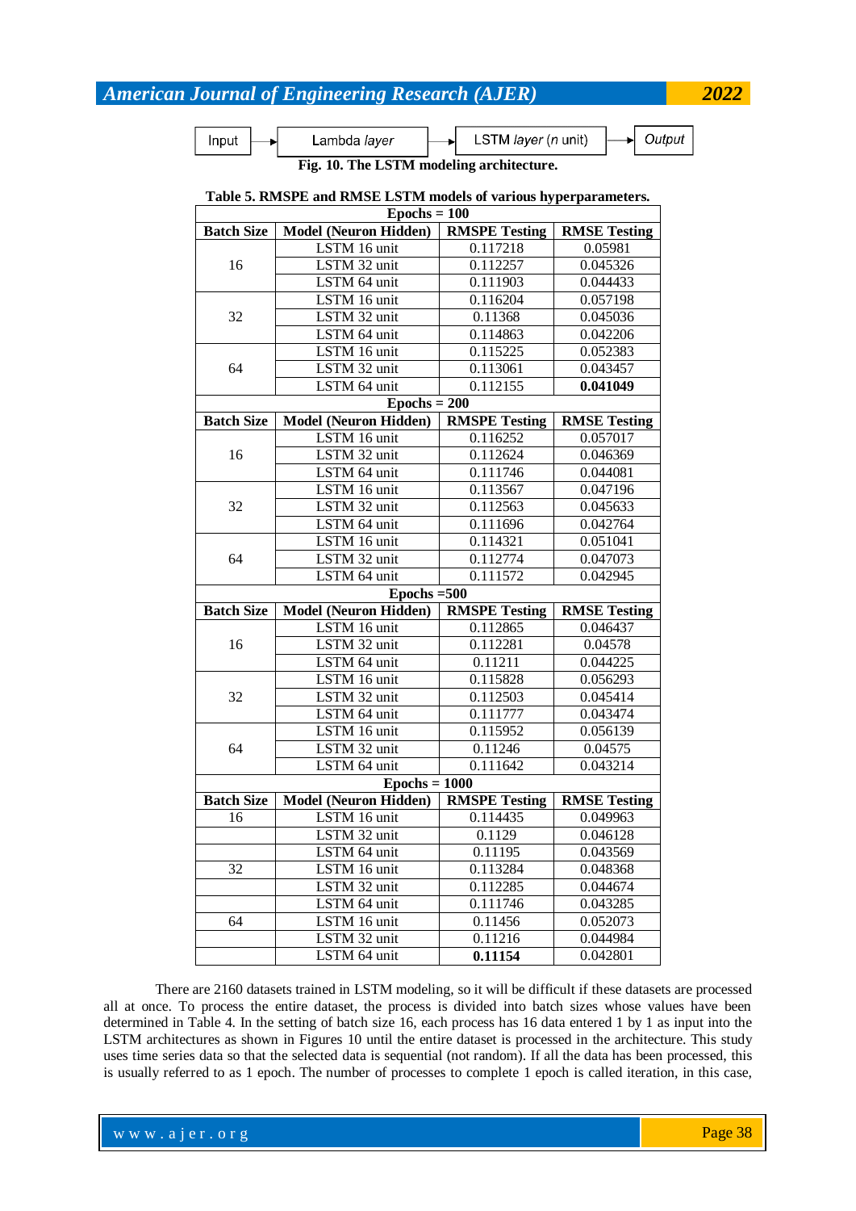Input → Lambda *layer* → LSTM *layer* (*n* unit) → *Output*

**Fig. 10. The LSTM modeling architecture.**

**Table 5. RMSPE and RMSE LSTM models of various hyperparameters.**

| **Epochs = 100** | | | |
|---|---|---|---|
| **Batch Size** | **Model (Neuron Hidden)** | **RMSPE Testing** | **RMSE Testing** |
| 16 | LSTM 16 unit | 0.117218 | 0.05981 |
| | LSTM 32 unit | 0.112257 | 0.045326 |
| | LSTM 64 unit | 0.111903 | 0.044433 |
| 32 | LSTM 16 unit | 0.116204 | 0.057198 |
| | LSTM 32 unit | 0.11368 | 0.045036 |
| | LSTM 64 unit | 0.114863 | 0.042206 |
| 64 | LSTM 16 unit | 0.115225 | 0.052383 |
| | LSTM 32 unit | 0.113061 | 0.043457 |
| | LSTM 64 unit | 0.112155 | **0.041049** |
| **Epochs = 200** | | | |
| **Batch Size** | **Model (Neuron Hidden)** | **RMSPE Testing** | **RMSE Testing** |
| 16 | LSTM 16 unit | 0.116252 | 0.057017 |
| | LSTM 32 unit | 0.112624 | 0.046369 |
| | LSTM 64 unit | 0.111746 | 0.044081 |
| 32 | LSTM 16 unit | 0.113567 | 0.047196 |
| | LSTM 32 unit | 0.112563 | 0.045633 |
| | LSTM 64 unit | 0.111696 | 0.042764 |
| 64 | LSTM 16 unit | 0.114321 | 0.051041 |
| | LSTM 32 unit | 0.112774 | 0.047073 |
| | LSTM 64 unit | 0.111572 | 0.042945 |
| **Epochs =500** | | | |
| **Batch Size** | **Model (Neuron Hidden)** | **RMSPE Testing** | **RMSE Testing** |
| 16 | LSTM 16 unit | 0.112865 | 0.046437 |
| | LSTM 32 unit | 0.112281 | 0.04578 |
| | LSTM 64 unit | 0.11211 | 0.044225 |
| 32 | LSTM 16 unit | 0.115828 | 0.056293 |
| | LSTM 32 unit | 0.112503 | 0.045414 |
| | LSTM 64 unit | 0.111777 | 0.043474 |
| 64 | LSTM 16 unit | 0.115952 | 0.056139 |
| | LSTM 32 unit | 0.11246 | 0.04575 |
| | LSTM 64 unit | 0.111642 | 0.043214 |
| **Epochs = 1000** | | | |
| **Batch Size** | **Model (Neuron Hidden)** | **RMSPE Testing** | **RMSE Testing** |
| 16 | LSTM 16 unit | 0.114435 | 0.049963 |
| | LSTM 32 unit | 0.1129 | 0.046128 |
| | LSTM 64 unit | 0.11195 | 0.043569 |
| 32 | LSTM 16 unit | 0.113284 | 0.048368 |
| | LSTM 32 unit | 0.112285 | 0.044674 |
| | LSTM 64 unit | 0.111746 | 0.043285 |
| 64 | LSTM 16 unit | 0.11456 | 0.052073 |
| | LSTM 32 unit | 0.11216 | 0.044984 |
| | LSTM 64 unit | **0.11154** | 0.042801 |

There are 2160 datasets trained in LSTM modeling, so it will be difficult if these datasets are processed all at once. To process the entire dataset, the process is divided into batch sizes whose values have been determined in Table 4. In the setting of batch size 16, each process has 16 data entered 1 by 1 as input into the LSTM architectures as shown in Figures 10 until the entire dataset is processed in the architecture. This study uses time series data so that the selected data is sequential (not random). If all the data has been processed, this is usually referred to as 1 epoch. The number of processes to complete 1 epoch is called iteration, in this case,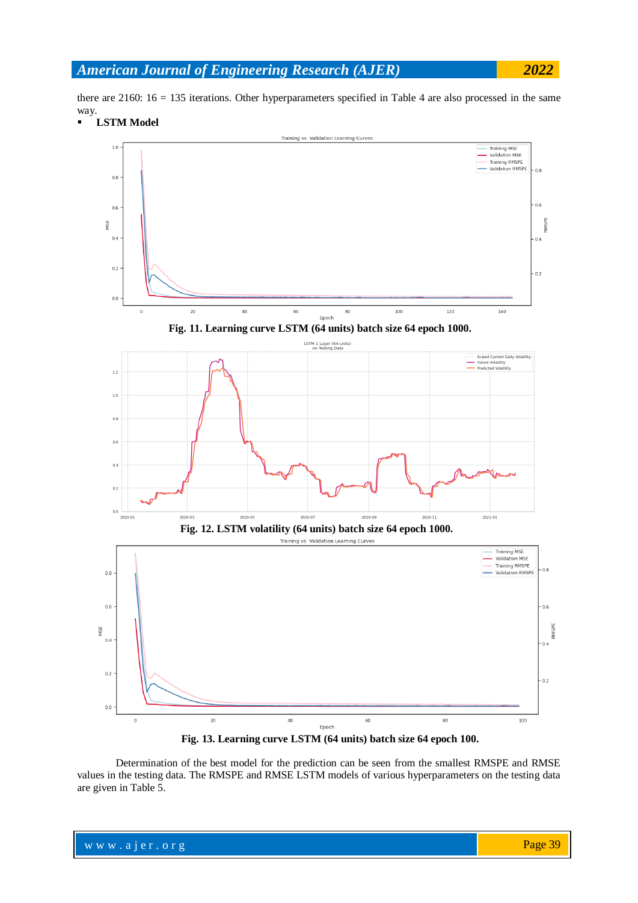there are 2160: 16 = 135 iterations. Other hyperparameters specified in Table 4 are also processed in the same way.

- **LSTM Model**

**Fig. 11. Learning curve LSTM (64 units) batch size 64 epoch 1000.**

**Fig. 12. LSTM volatility (64 units) batch size 64 epoch 1000.**

**Fig. 13. Learning curve LSTM (64 units) batch size 64 epoch 100.**

Determination of the best model for the prediction can be seen from the smallest RMSPE and RMSE values in the testing data. The RMSPE and RMSE LSTM models of various hyperparameters on the testing data are given in Table 5.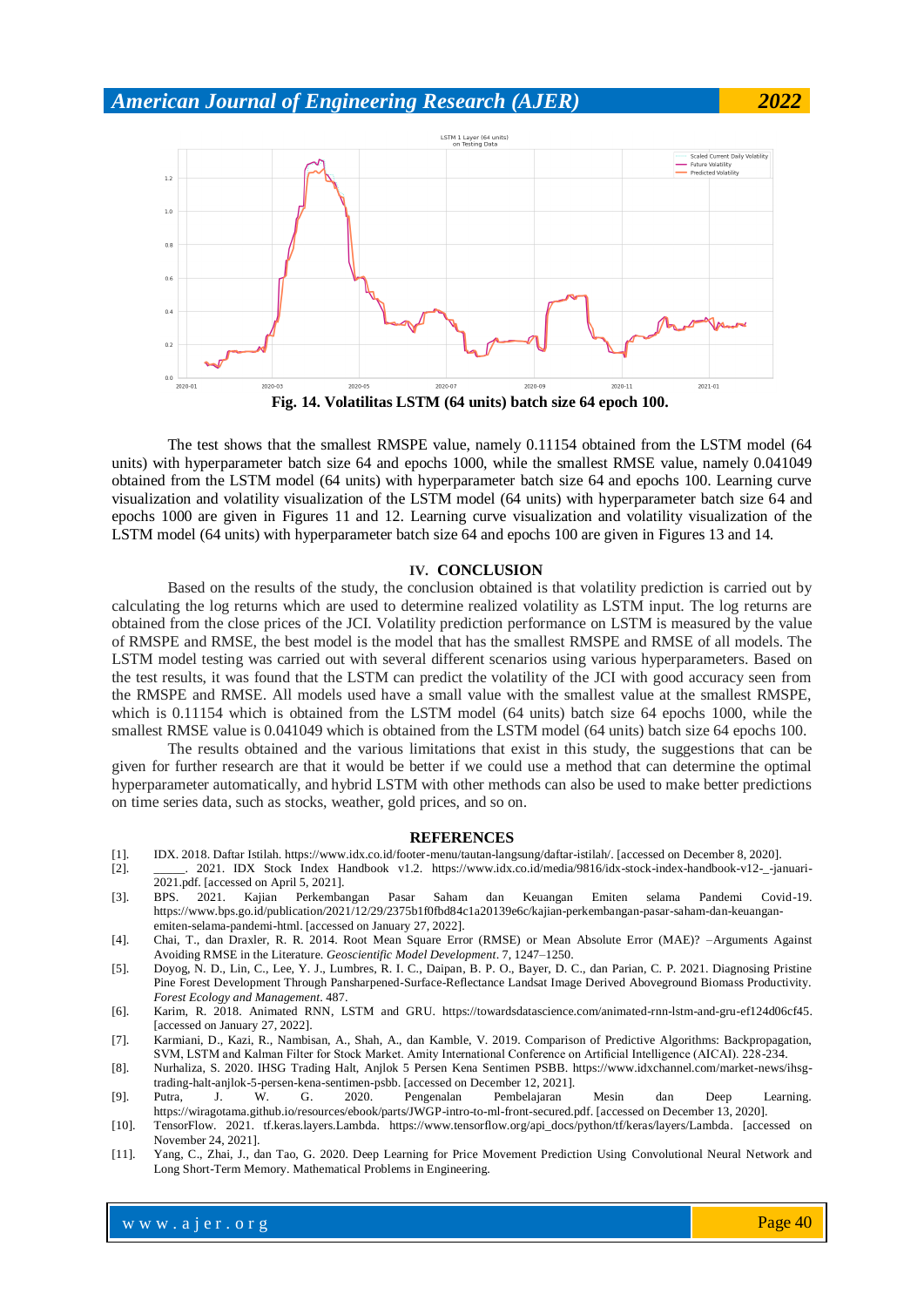LSTM 1 Layer (64 units)
on Testing Data

Scaled Current Daily Volatility
Future Volatility
Predicted Volatility

1.2
1.0
0.8
0.6
0.4
0.2
0.0

2020-01 2020-03 2020-05 2020-07 2020-09 2020-11 2021-01

**Fig. 14. Volatilitas LSTM (64 units) batch size 64 epoch 100.**

The test shows that the smallest RMSPE value, namely 0.11154 obtained from the LSTM model (64 units) with hyperparameter batch size 64 and epochs 1000, while the smallest RMSE value, namely 0.041049 obtained from the LSTM model (64 units) with hyperparameter batch size 64 and epochs 100. Learning curve visualization and volatility visualization of the LSTM model (64 units) with hyperparameter batch size 64 and epochs 1000 are given in Figures 11 and 12. Learning curve visualization and volatility visualization of the LSTM model (64 units) with hyperparameter batch size 64 and epochs 100 are given in Figures 13 and 14.

## IV. CONCLUSION

Based on the results of the study, the conclusion obtained is that volatility prediction is carried out by calculating the log returns which are used to determine realized volatility as LSTM input. The log returns are obtained from the close prices of the JCI. Volatility prediction performance on LSTM is measured by the value of RMSPE and RMSE, the best model is the model that has the smallest RMSPE and RMSE of all models. The LSTM model testing was carried out with several different scenarios using various hyperparameters. Based on the test results, it was found that the LSTM can predict the volatility of the JCI with good accuracy seen from the RMSPE and RMSE. All models used have a small value with the smallest value at the smallest RMSPE, which is 0.11154 which is obtained from the LSTM model (64 units) batch size 64 epochs 1000, while the smallest RMSE value is 0.041049 which is obtained from the LSTM model (64 units) batch size 64 epochs 100.

The results obtained and the various limitations that exist in this study, the suggestions that can be given for further research are that it would be better if we could use a method that can determine the optimal hyperparameter automatically, and hybrid LSTM with other methods can also be used to make better predictions on time series data, such as stocks, weather, gold prices, and so on.

## REFERENCES

[1]. IDX. 2018. Daftar Istilah. https://www.idx.co.id/footer-menu/tautan-langsung/daftar-istilah/. [accessed on December 8, 2020].
[2]. _____. 2021. IDX Stock Index Handbook v1.2. https://www.idx.co.id/media/9816/idx-stock-index-handbook-v12-_-januari-2021.pdf. [accessed on April 5, 2021].
[3]. BPS. 2021. Kajian Perkembangan Pasar Saham dan Keuangan Emiten selama Pandemi Covid-19. https://www.bps.go.id/publication/2021/12/29/2375b1f0fbd84c1a20139e6c/kajian-perkembangan-pasar-saham-dan-keuangan-emiten-selama-pandemi-html. [accessed on January 27, 2022].
[4]. Chai, T., dan Draxler, R. R. 2014. Root Mean Square Error (RMSE) or Mean Absolute Error (MAE)? –Arguments Against Avoiding RMSE in the Literature. *Geoscientific Model Development*. 7, 1247–1250.
[5]. Doyog, N. D., Lin, C., Lee, Y. J., Lumbres, R. I. C., Daipan, B. P. O., Bayer, D. C., dan Parian, C. P. 2021. Diagnosing Pristine Pine Forest Development Through Pansharpened-Surface-Reflectance Landsat Image Derived Aboveground Biomass Productivity. *Forest Ecology and Management*. 487.
[6]. Karim, R. 2018. Animated RNN, LSTM and GRU. https://towardsdatascience.com/animated-rnn-lstm-and-gru-ef124d06cf45. [accessed on January 27, 2022].
[7]. Karmiani, D., Kazi, R., Nambisan, A., Shah, A., dan Kamble, V. 2019. Comparison of Predictive Algorithms: Backpropagation, SVM, LSTM and Kalman Filter for Stock Market. Amity International Conference on Artificial Intelligence (AICAI). 228-234.
[8]. Nurhaliza, S. 2020. IHSG Trading Halt, Anjlok 5 Persen Kena Sentimen PSBB. https://www.idxchannel.com/market-news/ihsg-trading-halt-anjlok-5-persen-kena-sentimen-psbb. [accessed on December 12, 2021].
[9]. Putra, J. W. G. 2020. Pengenalan Pembelajaran Mesin dan Deep Learning. https://wiragotama.github.io/resources/ebook/parts/JWGP-intro-to-ml-front-secured.pdf. [accessed on December 13, 2020].
[10]. TensorFlow. 2021. tf.keras.layers.Lambda. https://www.tensorflow.org/api_docs/python/tf/keras/layers/Lambda. [accessed on November 24, 2021].
[11]. Yang, C., Zhai, J., dan Tao, G. 2020. Deep Learning for Price Movement Prediction Using Convolutional Neural Network and Long Short-Term Memory. Mathematical Problems in Engineering.